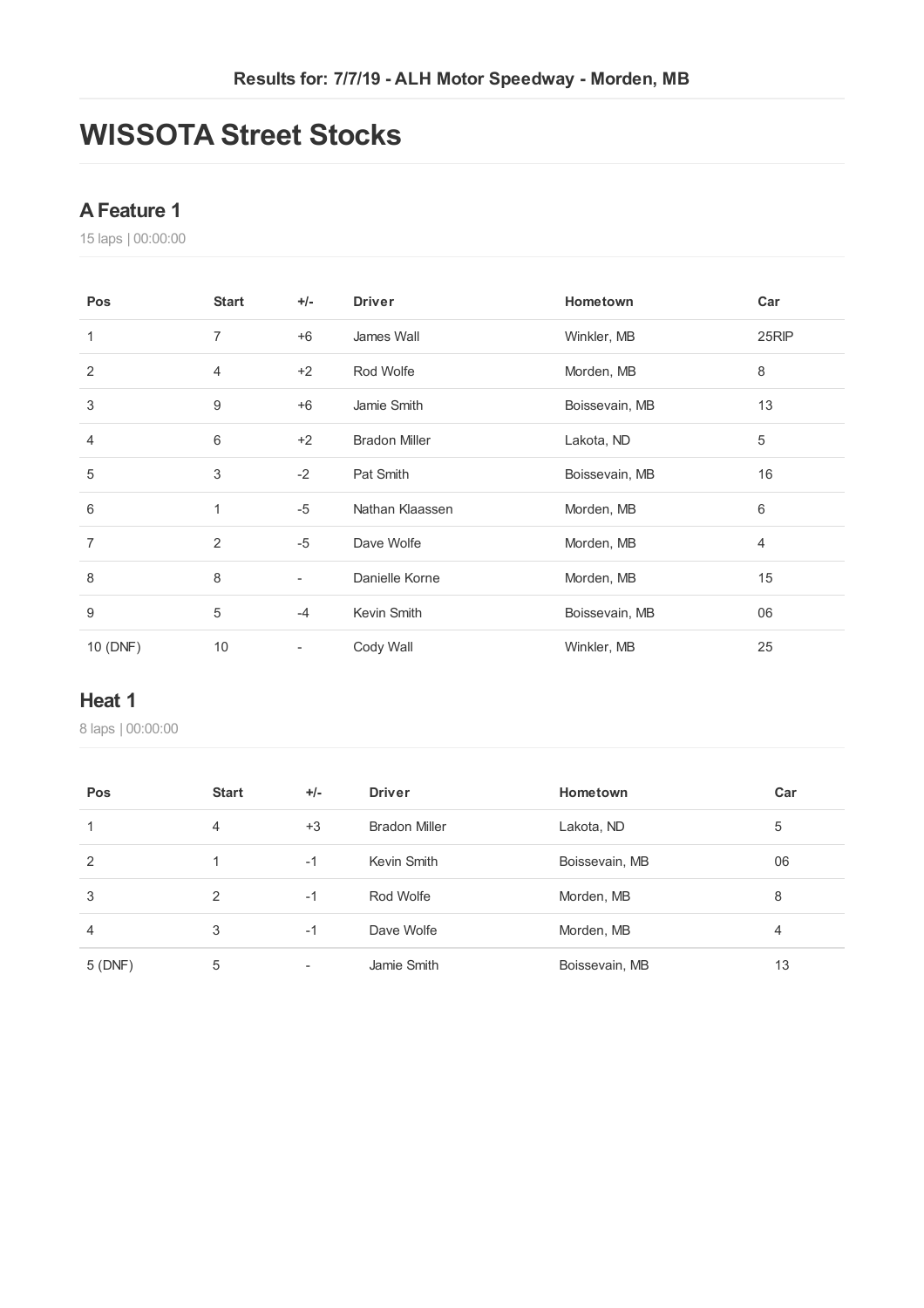Results for: 7/7/19 - ALH Motor Speedway - Morden, MB

# WISSOTA Street Stocks

## A Feature 1

15 laps | 00:00:00

| Pos | Start | +/- | Driver | Hometown | Car |
|---|---|---|---|---|---|
| 1 | 7 | +6 | James Wall | Winkler, MB | 25RIP |
| 2 | 4 | +2 | Rod Wolfe | Morden, MB | 8 |
| 3 | 9 | +6 | Jamie Smith | Boissevain, MB | 13 |
| 4 | 6 | +2 | Bradon Miller | Lakota, ND | 5 |
| 5 | 3 | -2 | Pat Smith | Boissevain, MB | 16 |
| 6 | 1 | -5 | Nathan Klaassen | Morden, MB | 6 |
| 7 | 2 | -5 | Dave Wolfe | Morden, MB | 4 |
| 8 | 8 | - | Danielle Korne | Morden, MB | 15 |
| 9 | 5 | -4 | Kevin Smith | Boissevain, MB | 06 |
| 10 (DNF) | 10 | - | Cody Wall | Winkler, MB | 25 |

## Heat 1

8 laps | 00:00:00

| Pos | Start | +/- | Driver | Hometown | Car |
|---|---|---|---|---|---|
| 1 | 4 | +3 | Bradon Miller | Lakota, ND | 5 |
| 2 | 1 | -1 | Kevin Smith | Boissevain, MB | 06 |
| 3 | 2 | -1 | Rod Wolfe | Morden, MB | 8 |
| 4 | 3 | -1 | Dave Wolfe | Morden, MB | 4 |
| 5 (DNF) | 5 | - | Jamie Smith | Boissevain, MB | 13 |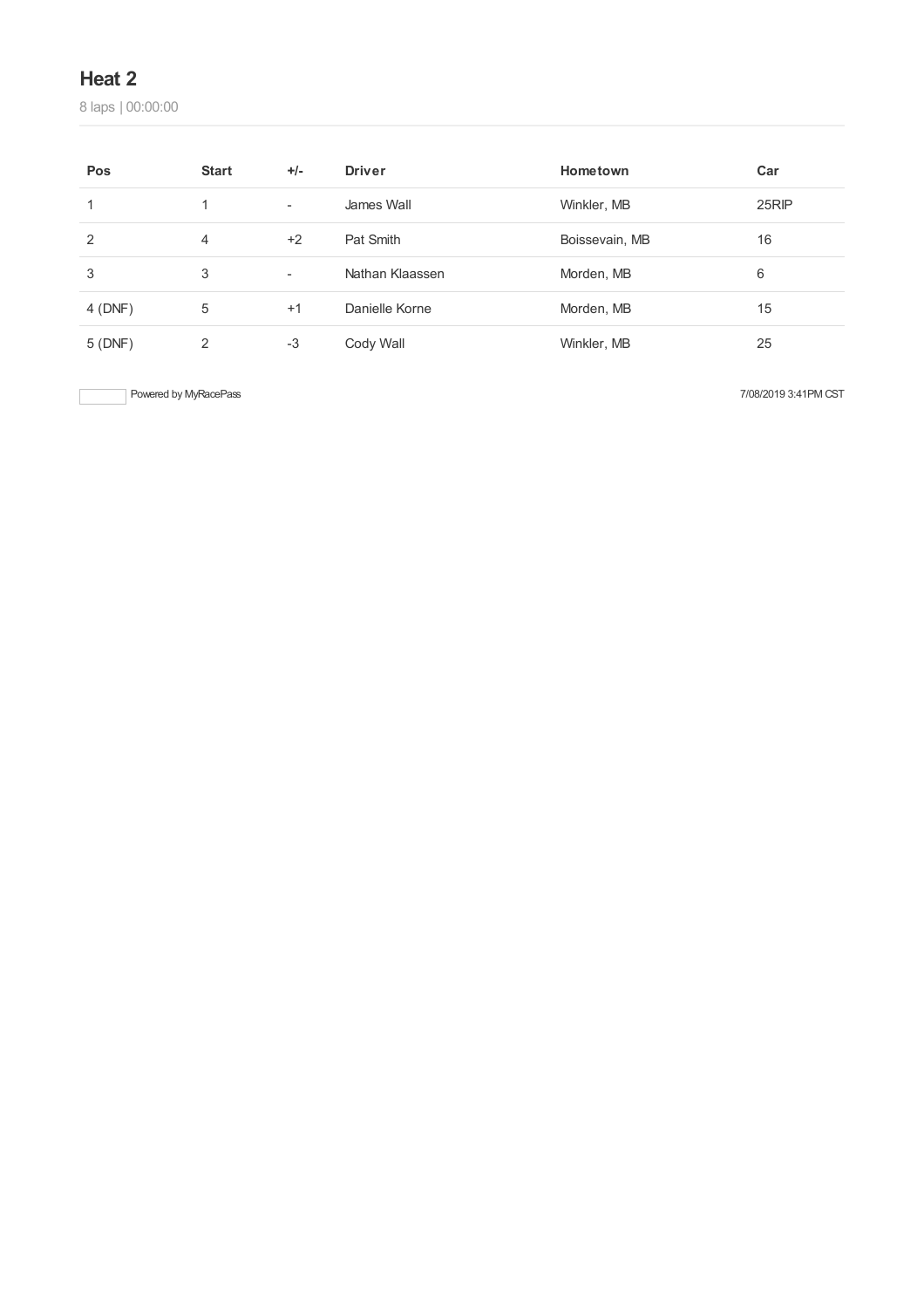## Heat 2

8 laps | 00:00:00

| Pos | Start | +/- | Driver | Hometown | Car |
|---|---|---|---|---|---|
| 1 | 1 | - | James Wall | Winkler, MB | 25RIP |
| 2 | 4 | +2 | Pat Smith | Boissevain, MB | 16 |
| 3 | 3 | - | Nathan Klaassen | Morden, MB | 6 |
| 4 (DNF) | 5 | +1 | Danielle Korne | Morden, MB | 15 |
| 5 (DNF) | 2 | -3 | Cody Wall | Winkler, MB | 25 |

Powered by MyRacePass

7/08/2019 3:41PM CST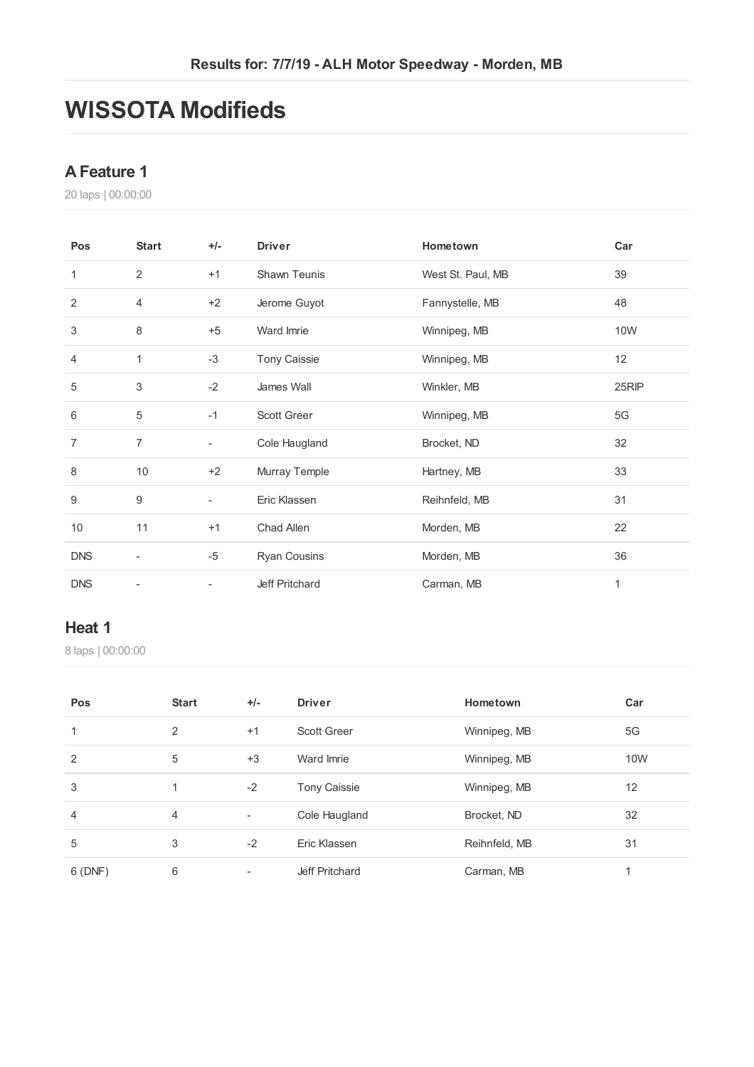Results for: 7/7/19 - ALH Motor Speedway - Morden, MB

# WISSOTA Modifieds

## A Feature 1

20 laps | 00:00:00

| Pos | Start | +/- | Driver | Hometown | Car |
| --- | --- | --- | --- | --- | --- |
| 1 | 2 | +1 | Shawn Teunis | West St. Paul, MB | 39 |
| 2 | 4 | +2 | Jerome Guyot | Fannystelle, MB | 48 |
| 3 | 8 | +5 | Ward Imrie | Winnipeg, MB | 10W |
| 4 | 1 | -3 | Tony Caissie | Winnipeg, MB | 12 |
| 5 | 3 | -2 | James Wall | Winkler, MB | 25RIP |
| 6 | 5 | -1 | Scott Greer | Winnipeg, MB | 5G |
| 7 | 7 | - | Cole Haugland | Brocket, ND | 32 |
| 8 | 10 | +2 | Murray Temple | Hartney, MB | 33 |
| 9 | 9 | - | Eric Klassen | Reihnfeld, MB | 31 |
| 10 | 11 | +1 | Chad Allen | Morden, MB | 22 |
| DNS | - | -5 | Ryan Cousins | Morden, MB | 36 |
| DNS | - | - | Jeff Pritchard | Carman, MB | 1 |

## Heat 1

8 laps | 00:00:00

| Pos | Start | +/- | Driver | Hometown | Car |
| --- | --- | --- | --- | --- | --- |
| 1 | 2 | +1 | Scott Greer | Winnipeg, MB | 5G |
| 2 | 5 | +3 | Ward Imrie | Winnipeg, MB | 10W |
| 3 | 1 | -2 | Tony Caissie | Winnipeg, MB | 12 |
| 4 | 4 | - | Cole Haugland | Brocket, ND | 32 |
| 5 | 3 | -2 | Eric Klassen | Reihnfeld, MB | 31 |
| 6 (DNF) | 6 | - | Jeff Pritchard | Carman, MB | 1 |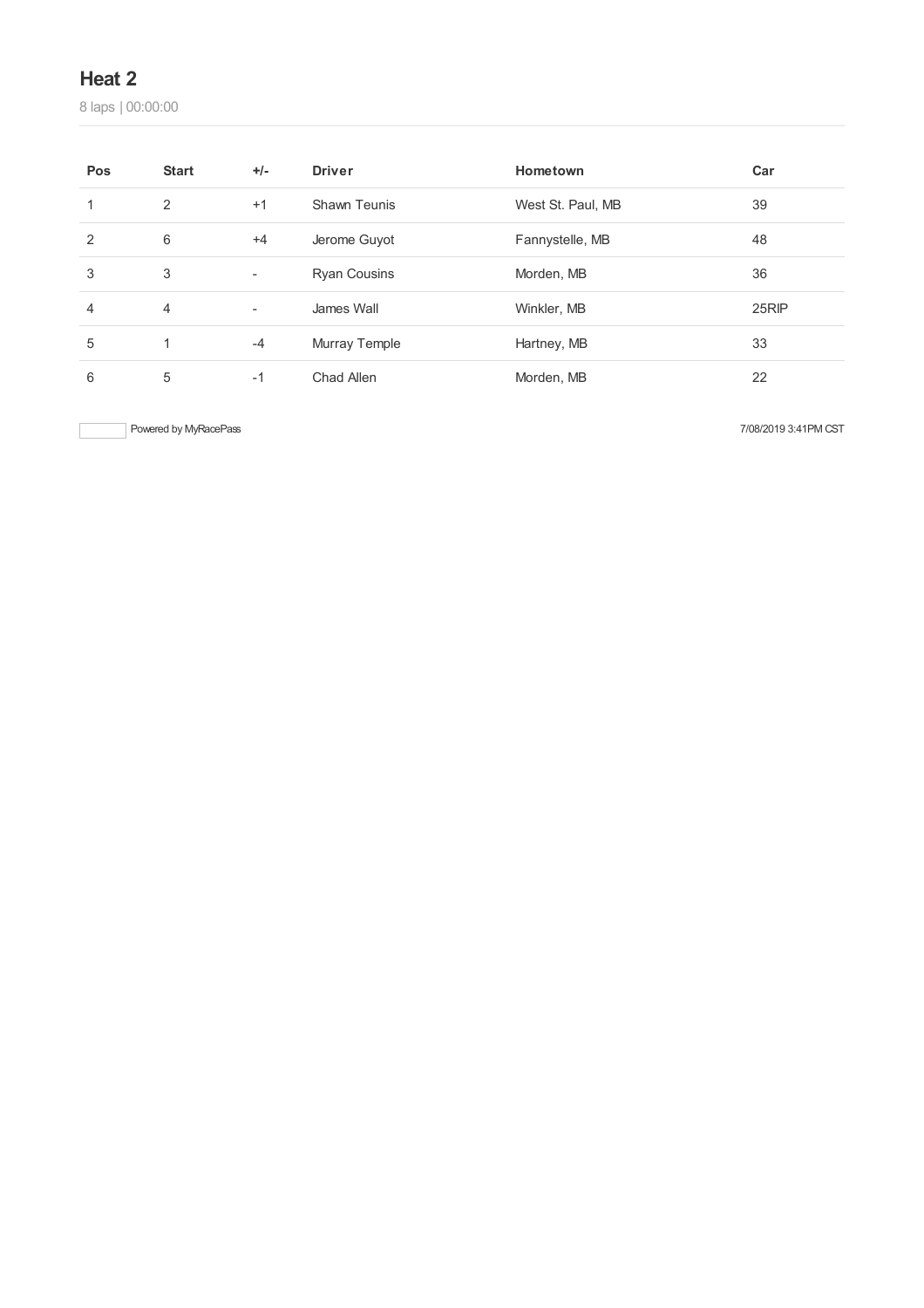## Heat 2

8 laps | 00:00:00

| Pos | Start | +/- | Driver | Hometown | Car |
|---|---|---|---|---|---|
| 1 | 2 | +1 | Shawn Teunis | West St. Paul, MB | 39 |
| 2 | 6 | +4 | Jerome Guyot | Fannystelle, MB | 48 |
| 3 | 3 | - | Ryan Cousins | Morden, MB | 36 |
| 4 | 4 | - | James Wall | Winkler, MB | 25RIP |
| 5 | 1 | -4 | Murray Temple | Hartney, MB | 33 |
| 6 | 5 | -1 | Chad Allen | Morden, MB | 22 |

Powered by MyRacePass

7/08/2019 3:41PM CST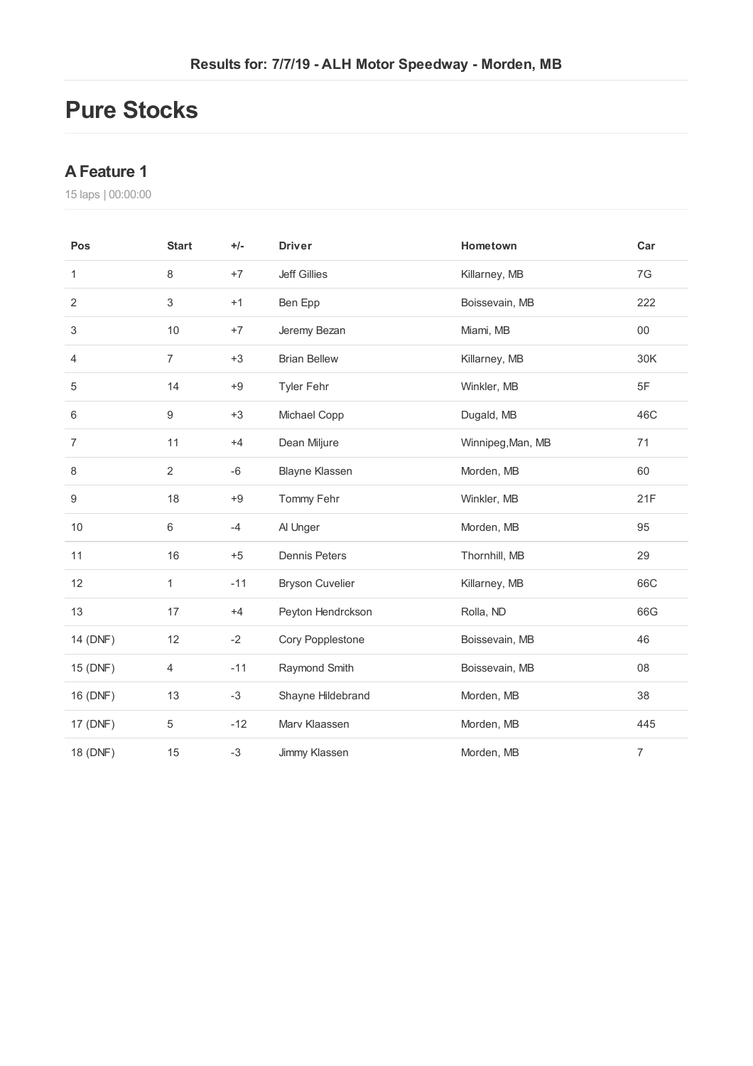Results for: 7/7/19 - ALH Motor Speedway - Morden, MB

# Pure Stocks

## A Feature 1

15 laps | 00:00:00

| Pos | Start | +/- | Driver | Hometown | Car |
|---|---|---|---|---|---|
| 1 | 8 | +7 | Jeff Gillies | Killarney, MB | 7G |
| 2 | 3 | +1 | Ben Epp | Boissevain, MB | 222 |
| 3 | 10 | +7 | Jeremy Bezan | Miami, MB | 00 |
| 4 | 7 | +3 | Brian Bellew | Killarney, MB | 30K |
| 5 | 14 | +9 | Tyler Fehr | Winkler, MB | 5F |
| 6 | 9 | +3 | Michael Copp | Dugald, MB | 46C |
| 7 | 11 | +4 | Dean Miljure | Winnipeg,Man, MB | 71 |
| 8 | 2 | -6 | Blayne Klassen | Morden, MB | 60 |
| 9 | 18 | +9 | Tommy Fehr | Winkler, MB | 21F |
| 10 | 6 | -4 | Al Unger | Morden, MB | 95 |
| 11 | 16 | +5 | Dennis Peters | Thornhill, MB | 29 |
| 12 | 1 | -11 | Bryson Cuvelier | Killarney, MB | 66C |
| 13 | 17 | +4 | Peyton Hendrckson | Rolla, ND | 66G |
| 14 (DNF) | 12 | -2 | Cory Popplestone | Boissevain, MB | 46 |
| 15 (DNF) | 4 | -11 | Raymond Smith | Boissevain, MB | 08 |
| 16 (DNF) | 13 | -3 | Shayne Hildebrand | Morden, MB | 38 |
| 17 (DNF) | 5 | -12 | Marv Klaassen | Morden, MB | 445 |
| 18 (DNF) | 15 | -3 | Jimmy Klassen | Morden, MB | 7 |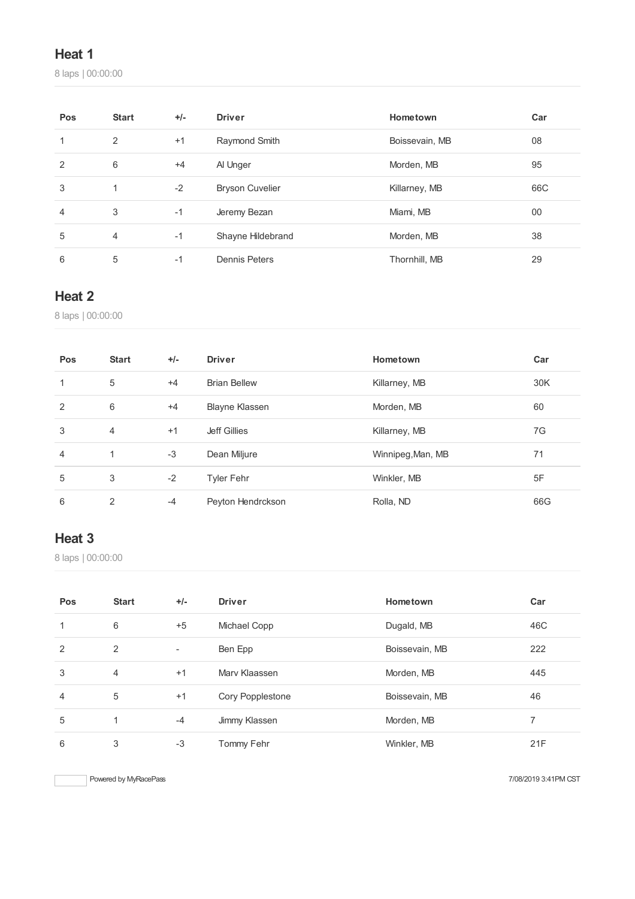## Heat 1

8 laps | 00:00:00

| Pos | Start | +/- | Driver | Hometown | Car |
|---|---|---|---|---|---|
| 1 | 2 | +1 | Raymond Smith | Boissevain, MB | 08 |
| 2 | 6 | +4 | Al Unger | Morden, MB | 95 |
| 3 | 1 | -2 | Bryson Cuvelier | Killarney, MB | 66C |
| 4 | 3 | -1 | Jeremy Bezan | Miami, MB | 00 |
| 5 | 4 | -1 | Shayne Hildebrand | Morden, MB | 38 |
| 6 | 5 | -1 | Dennis Peters | Thornhill, MB | 29 |

## Heat 2

8 laps | 00:00:00

| Pos | Start | +/- | Driver | Hometown | Car |
|---|---|---|---|---|---|
| 1 | 5 | +4 | Brian Bellew | Killarney, MB | 30K |
| 2 | 6 | +4 | Blayne Klassen | Morden, MB | 60 |
| 3 | 4 | +1 | Jeff Gillies | Killarney, MB | 7G |
| 4 | 1 | -3 | Dean Miljure | Winnipeg,Man, MB | 71 |
| 5 | 3 | -2 | Tyler Fehr | Winkler, MB | 5F |
| 6 | 2 | -4 | Peyton Hendrckson | Rolla, ND | 66G |

## Heat 3

8 laps | 00:00:00

| Pos | Start | +/- | Driver | Hometown | Car |
|---|---|---|---|---|---|
| 1 | 6 | +5 | Michael Copp | Dugald, MB | 46C |
| 2 | 2 | - | Ben Epp | Boissevain, MB | 222 |
| 3 | 4 | +1 | Marv Klaassen | Morden, MB | 445 |
| 4 | 5 | +1 | Cory Popplestone | Boissevain, MB | 46 |
| 5 | 1 | -4 | Jimmy Klassen | Morden, MB | 7 |
| 6 | 3 | -3 | Tommy Fehr | Winkler, MB | 21F |

Powered by MyRacePass

7/08/2019 3:41PM CST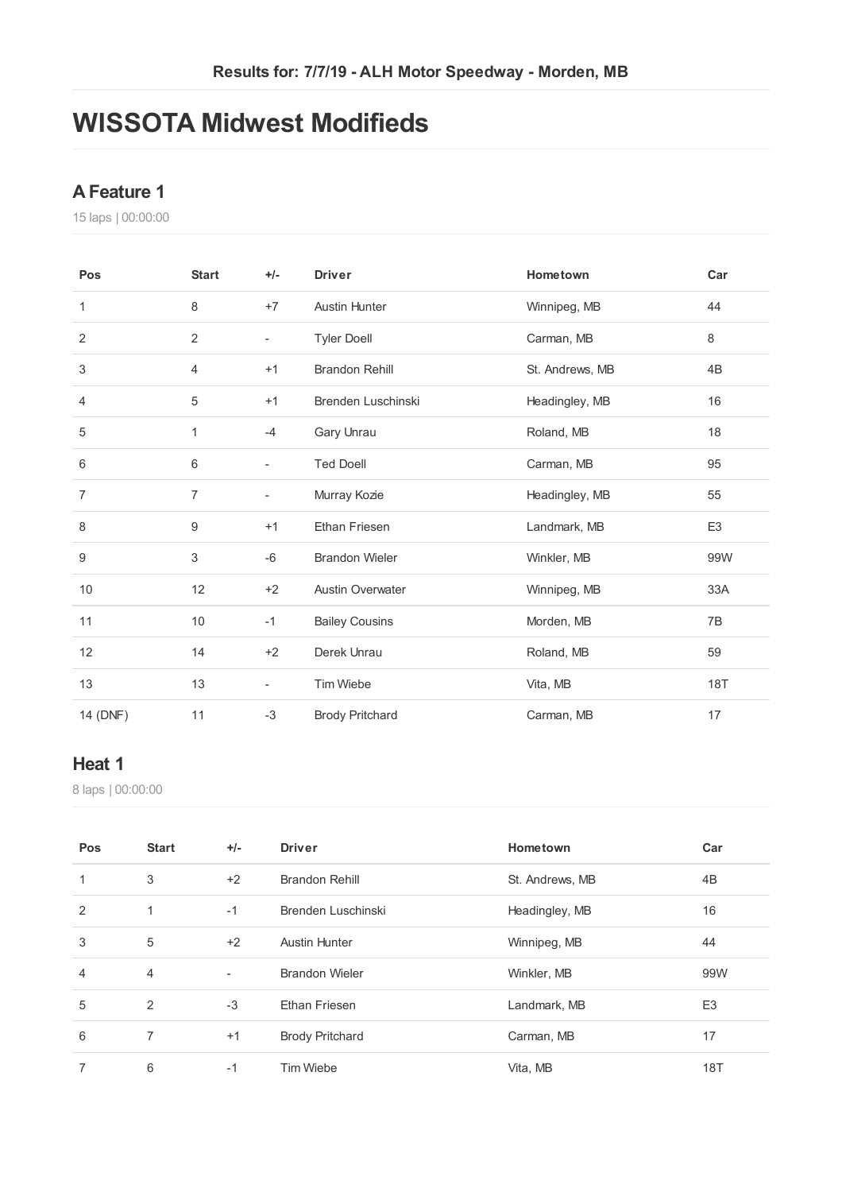Results for: 7/7/19 - ALH Motor Speedway - Morden, MB

# WISSOTA Midwest Modifieds

## A Feature 1

15 laps | 00:00:00

| Pos | Start | +/- | Driver | Hometown | Car |
|---|---|---|---|---|---|
| 1 | 8 | +7 | Austin Hunter | Winnipeg, MB | 44 |
| 2 | 2 | - | Tyler Doell | Carman, MB | 8 |
| 3 | 4 | +1 | Brandon Rehill | St. Andrews, MB | 4B |
| 4 | 5 | +1 | Brenden Luschinski | Headingley, MB | 16 |
| 5 | 1 | -4 | Gary Unrau | Roland, MB | 18 |
| 6 | 6 | - | Ted Doell | Carman, MB | 95 |
| 7 | 7 | - | Murray Kozie | Headingley, MB | 55 |
| 8 | 9 | +1 | Ethan Friesen | Landmark, MB | E3 |
| 9 | 3 | -6 | Brandon Wieler | Winkler, MB | 99W |
| 10 | 12 | +2 | Austin Overwater | Winnipeg, MB | 33A |
| 11 | 10 | -1 | Bailey Cousins | Morden, MB | 7B |
| 12 | 14 | +2 | Derek Unrau | Roland, MB | 59 |
| 13 | 13 | - | Tim Wiebe | Vita, MB | 18T |
| 14 (DNF) | 11 | -3 | Brody Pritchard | Carman, MB | 17 |

## Heat 1

8 laps | 00:00:00

| Pos | Start | +/- | Driver | Hometown | Car |
|---|---|---|---|---|---|
| 1 | 3 | +2 | Brandon Rehill | St. Andrews, MB | 4B |
| 2 | 1 | -1 | Brenden Luschinski | Headingley, MB | 16 |
| 3 | 5 | +2 | Austin Hunter | Winnipeg, MB | 44 |
| 4 | 4 | - | Brandon Wieler | Winkler, MB | 99W |
| 5 | 2 | -3 | Ethan Friesen | Landmark, MB | E3 |
| 6 | 7 | +1 | Brody Pritchard | Carman, MB | 17 |
| 7 | 6 | -1 | Tim Wiebe | Vita, MB | 18T |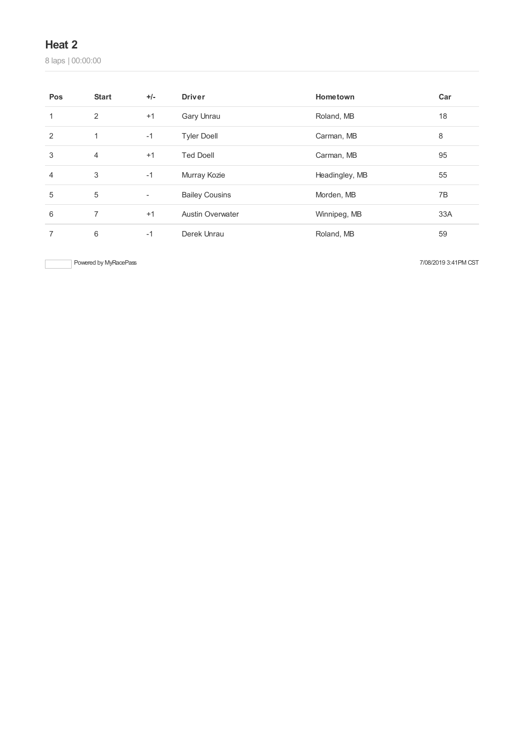## Heat 2

8 laps | 00:00:00

| Pos | Start | +/- | Driver | Hometown | Car |
|---|---|---|---|---|---|
| 1 | 2 | +1 | Gary Unrau | Roland, MB | 18 |
| 2 | 1 | -1 | Tyler Doell | Carman, MB | 8 |
| 3 | 4 | +1 | Ted Doell | Carman, MB | 95 |
| 4 | 3 | -1 | Murray Kozie | Headingley, MB | 55 |
| 5 | 5 | - | Bailey Cousins | Morden, MB | 7B |
| 6 | 7 | +1 | Austin Overwater | Winnipeg, MB | 33A |
| 7 | 6 | -1 | Derek Unrau | Roland, MB | 59 |

Powered by MyRacePass

7/08/2019 3:41PM CST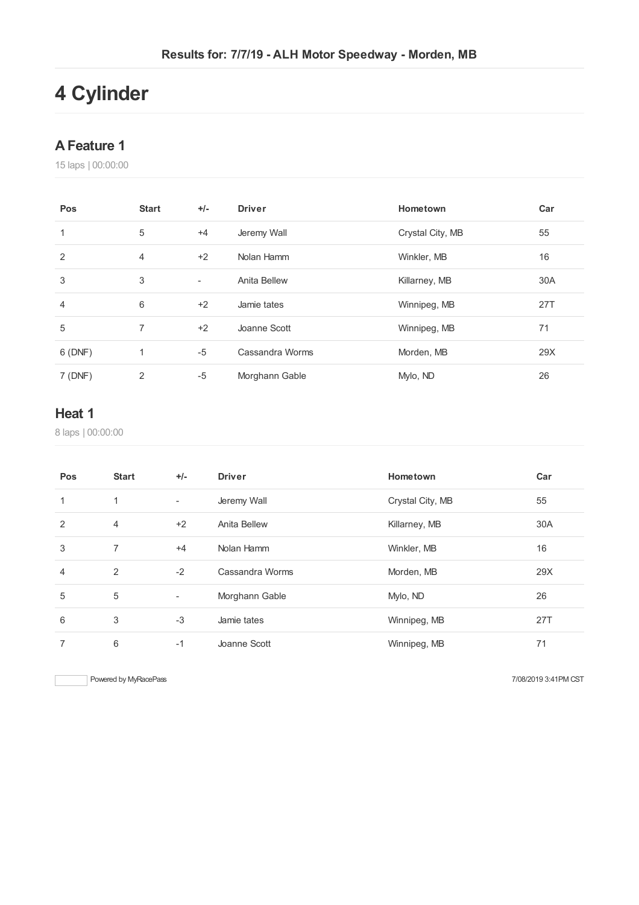Results for: 7/7/19 - ALH Motor Speedway - Morden, MB

# 4 Cylinder

## A Feature 1

15 laps | 00:00:00

| Pos | Start | +/- | Driver | Hometown | Car |
|---|---|---|---|---|---|
| 1 | 5 | +4 | Jeremy Wall | Crystal City, MB | 55 |
| 2 | 4 | +2 | Nolan Hamm | Winkler, MB | 16 |
| 3 | 3 | - | Anita Bellew | Killarney, MB | 30A |
| 4 | 6 | +2 | Jamie tates | Winnipeg, MB | 27T |
| 5 | 7 | +2 | Joanne Scott | Winnipeg, MB | 71 |
| 6 (DNF) | 1 | -5 | Cassandra Worms | Morden, MB | 29X |
| 7 (DNF) | 2 | -5 | Morghann Gable | Mylo, ND | 26 |

## Heat 1

8 laps | 00:00:00

| Pos | Start | +/- | Driver | Hometown | Car |
|---|---|---|---|---|---|
| 1 | 1 | - | Jeremy Wall | Crystal City, MB | 55 |
| 2 | 4 | +2 | Anita Bellew | Killarney, MB | 30A |
| 3 | 7 | +4 | Nolan Hamm | Winkler, MB | 16 |
| 4 | 2 | -2 | Cassandra Worms | Morden, MB | 29X |
| 5 | 5 | - | Morghann Gable | Mylo, ND | 26 |
| 6 | 3 | -3 | Jamie tates | Winnipeg, MB | 27T |
| 7 | 6 | -1 | Joanne Scott | Winnipeg, MB | 71 |

Powered by MyRacePass

7/08/2019 3:41PM CST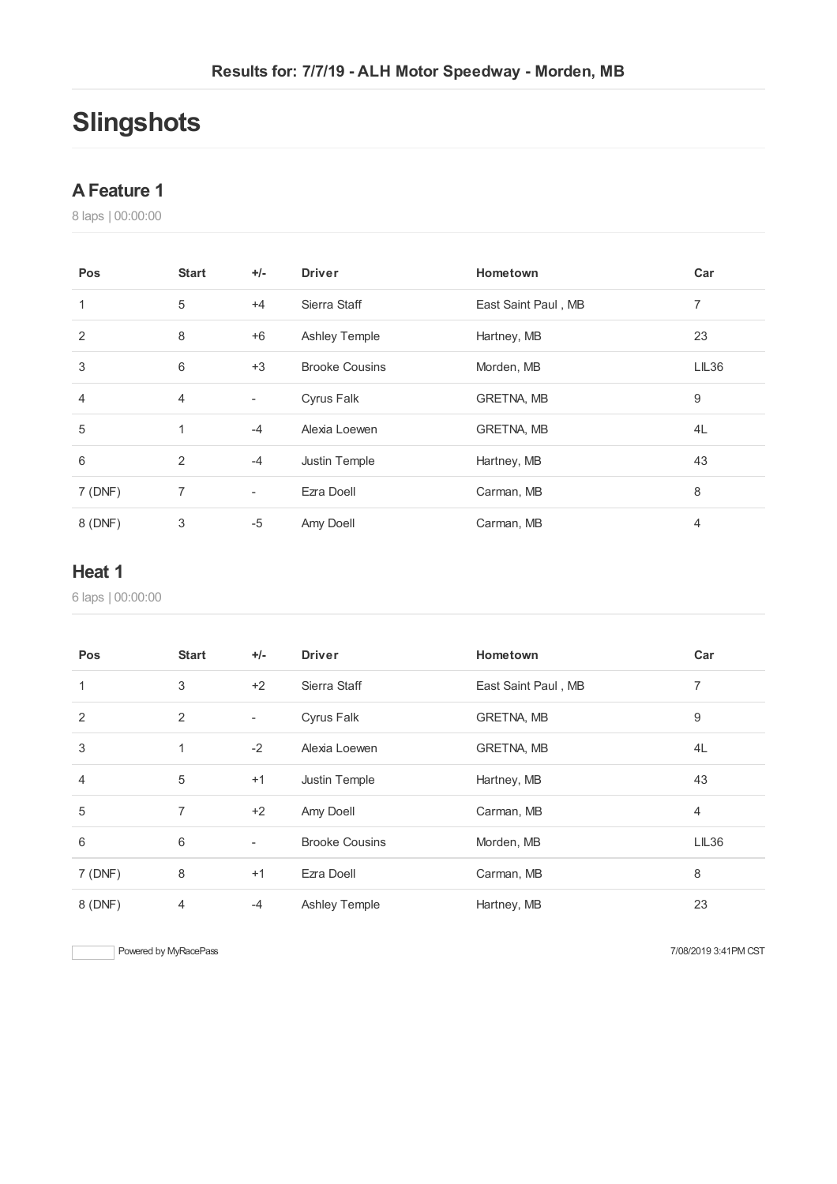Results for: 7/7/19 - ALH Motor Speedway - Morden, MB

# Slingshots

## A Feature 1

8 laps | 00:00:00

| Pos | Start | +/- | Driver | Hometown | Car |
|---|---|---|---|---|---|
| 1 | 5 | +4 | Sierra Staff | East Saint Paul , MB | 7 |
| 2 | 8 | +6 | Ashley Temple | Hartney, MB | 23 |
| 3 | 6 | +3 | Brooke Cousins | Morden, MB | LIL36 |
| 4 | 4 | - | Cyrus Falk | GRETNA, MB | 9 |
| 5 | 1 | -4 | Alexia Loewen | GRETNA, MB | 4L |
| 6 | 2 | -4 | Justin Temple | Hartney, MB | 43 |
| 7 (DNF) | 7 | - | Ezra Doell | Carman, MB | 8 |
| 8 (DNF) | 3 | -5 | Amy Doell | Carman, MB | 4 |

## Heat 1

6 laps | 00:00:00

| Pos | Start | +/- | Driver | Hometown | Car |
|---|---|---|---|---|---|
| 1 | 3 | +2 | Sierra Staff | East Saint Paul , MB | 7 |
| 2 | 2 | - | Cyrus Falk | GRETNA, MB | 9 |
| 3 | 1 | -2 | Alexia Loewen | GRETNA, MB | 4L |
| 4 | 5 | +1 | Justin Temple | Hartney, MB | 43 |
| 5 | 7 | +2 | Amy Doell | Carman, MB | 4 |
| 6 | 6 | - | Brooke Cousins | Morden, MB | LIL36 |
| 7 (DNF) | 8 | +1 | Ezra Doell | Carman, MB | 8 |
| 8 (DNF) | 4 | -4 | Ashley Temple | Hartney, MB | 23 |

Powered by MyRacePass

7/08/2019 3:41PM CST